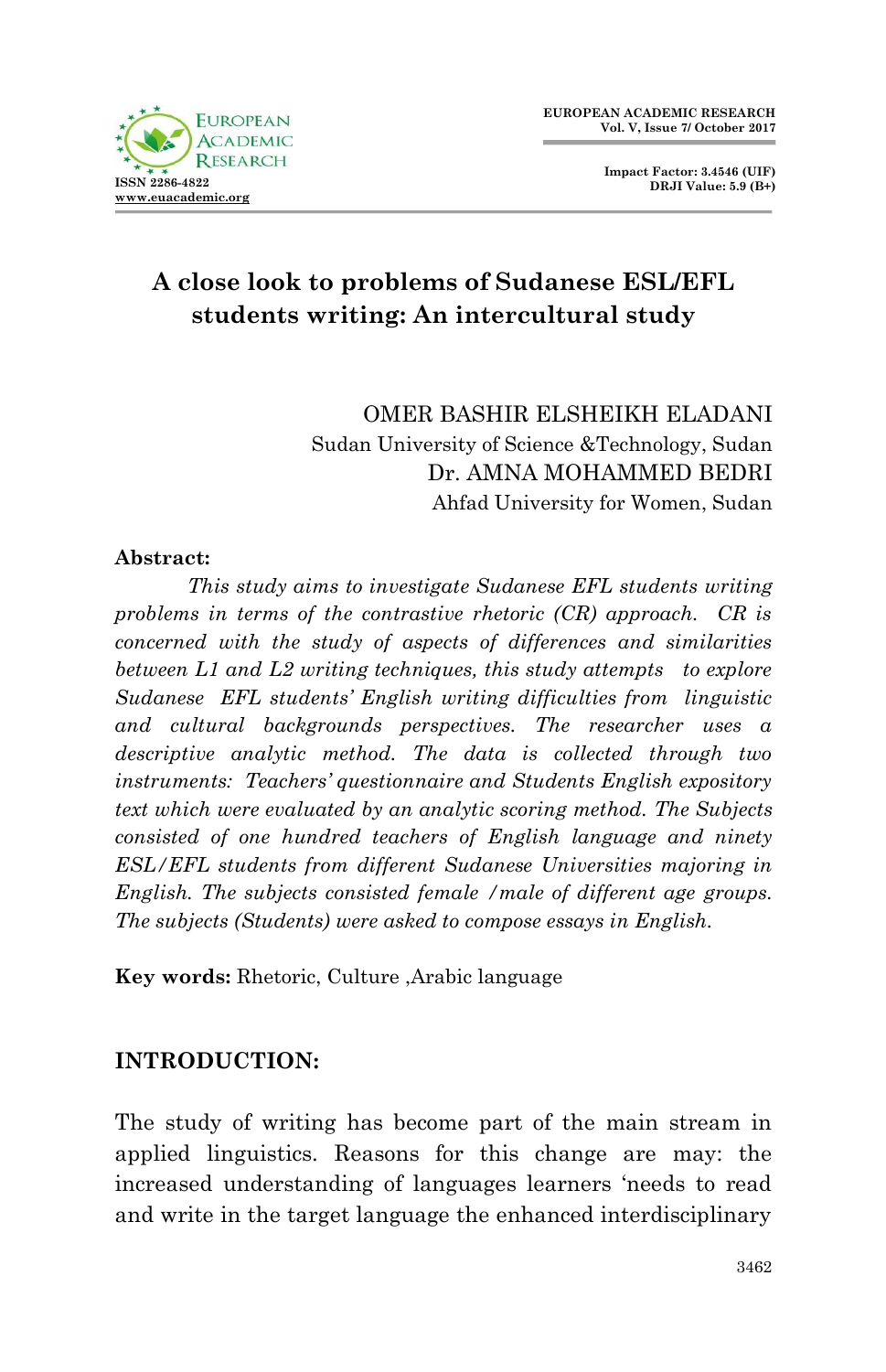# A close look to problems of Sudanese ESL/EFL students writing: An intercultural study

OMER BASHIR ELSHEIKH ELADANI
Sudan University of Science &Technology, Sudan
Dr. AMNA MOHAMMED BEDRI
Ahfad University for Women, Sudan

**Abstract:**

*This study aims to investigate Sudanese EFL students writing problems in terms of the contrastive rhetoric (CR) approach. CR is concerned with the study of aspects of differences and similarities between L1 and L2 writing techniques, this study attempts to explore Sudanese EFL students' English writing difficulties from linguistic and cultural backgrounds perspectives. The researcher uses a descriptive analytic method. The data is collected through two instruments: Teachers' questionnaire and Students English expository text which were evaluated by an analytic scoring method. The Subjects consisted of one hundred teachers of English language and ninety ESL/EFL students from different Sudanese Universities majoring in English. The subjects consisted female /male of different age groups. The subjects (Students) were asked to compose essays in English.*

**Key words:** Rhetoric, Culture ,Arabic language

## INTRODUCTION:

The study of writing has become part of the main stream in applied linguistics. Reasons for this change are may: the increased understanding of languages learners 'needs to read and write in the target language the enhanced interdisciplinary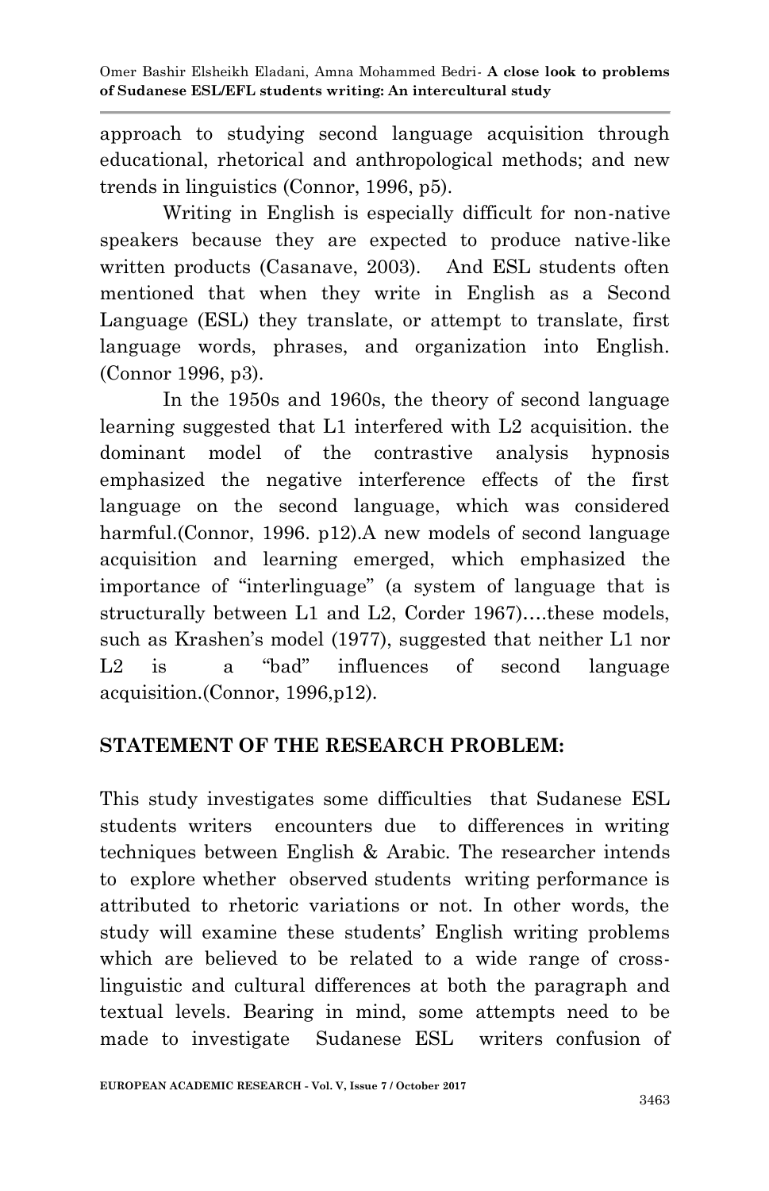approach to studying second language acquisition through educational, rhetorical and anthropological methods; and new trends in linguistics (Connor, 1996, p5).

Writing in English is especially difficult for non-native speakers because they are expected to produce native-like written products (Casanave, 2003). And ESL students often mentioned that when they write in English as a Second Language (ESL) they translate, or attempt to translate, first language words, phrases, and organization into English. (Connor 1996, p3).

In the 1950s and 1960s, the theory of second language learning suggested that L1 interfered with L2 acquisition. the dominant model of the contrastive analysis hypnosis emphasized the negative interference effects of the first language on the second language, which was considered harmful.(Connor, 1996. p12).A new models of second language acquisition and learning emerged, which emphasized the importance of "interlinguage" (a system of language that is structurally between L1 and L2, Corder 1967)….these models, such as Krashen's model (1977), suggested that neither L1 nor L2 is a "bad" influences of second language acquisition.(Connor, 1996,p12).

## STATEMENT OF THE RESEARCH PROBLEM:

This study investigates some difficulties that Sudanese ESL students writers encounters due to differences in writing techniques between English & Arabic. The researcher intends to explore whether observed students writing performance is attributed to rhetoric variations or not. In other words, the study will examine these students' English writing problems which are believed to be related to a wide range of cross-linguistic and cultural differences at both the paragraph and textual levels. Bearing in mind, some attempts need to be made to investigate Sudanese ESL writers confusion of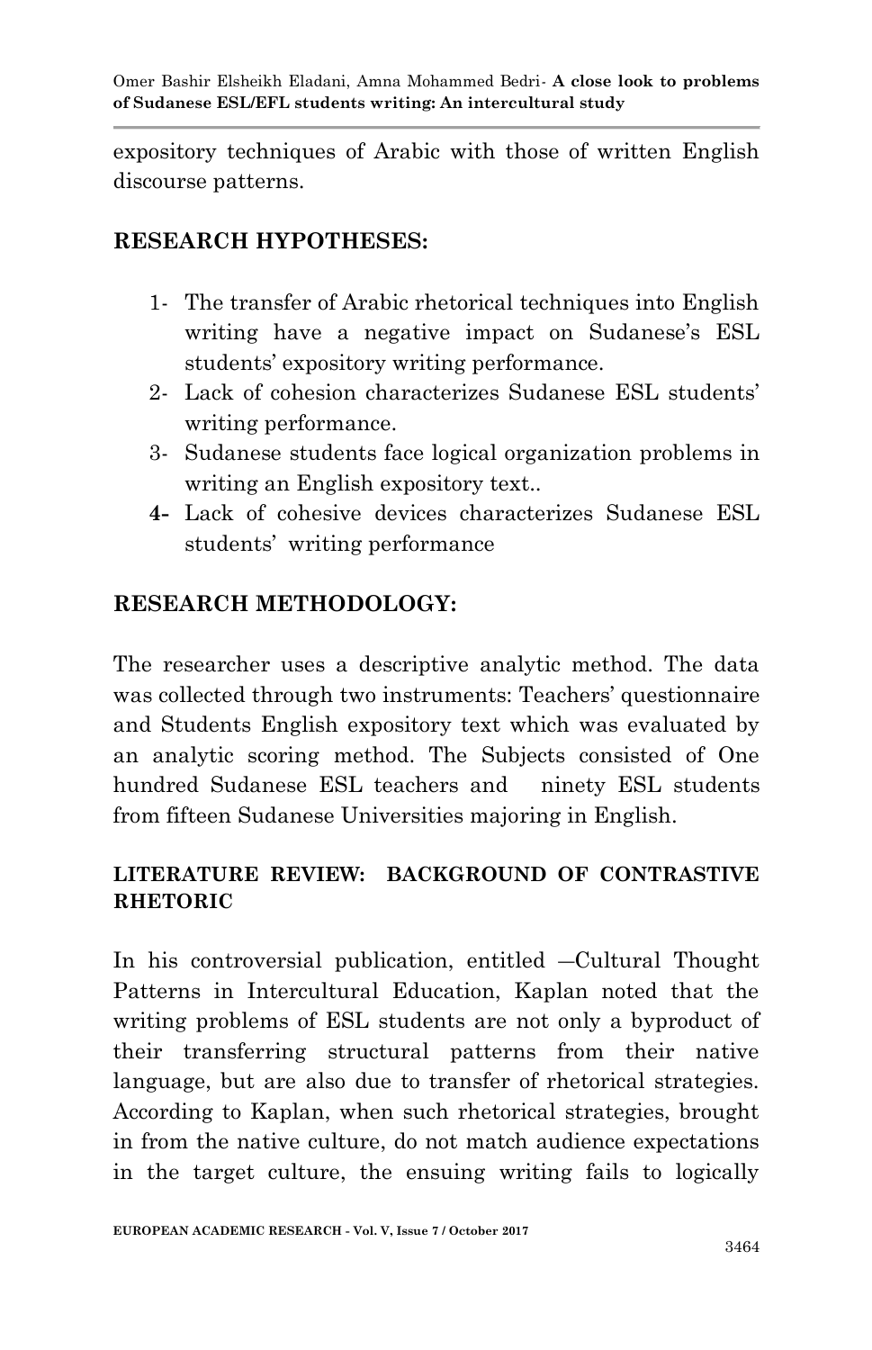expository techniques of Arabic with those of written English discourse patterns.

## RESEARCH HYPOTHESES:

1- The transfer of Arabic rhetorical techniques into English writing have a negative impact on Sudanese's ESL students' expository writing performance.
2- Lack of cohesion characterizes Sudanese ESL students' writing performance.
3- Sudanese students face logical organization problems in writing an English expository text..
**4-** Lack of cohesive devices characterizes Sudanese ESL students' writing performance

## RESEARCH METHODOLOGY:

The researcher uses a descriptive analytic method. The data was collected through two instruments: Teachers' questionnaire and Students English expository text which was evaluated by an analytic scoring method. The Subjects consisted of One hundred Sudanese ESL teachers and ninety ESL students from fifteen Sudanese Universities majoring in English.

## LITERATURE REVIEW: BACKGROUND OF CONTRASTIVE RHETORIC

In his controversial publication, entitled ―Cultural Thought Patterns in Intercultural Education, Kaplan noted that the writing problems of ESL students are not only a byproduct of their transferring structural patterns from their native language, but are also due to transfer of rhetorical strategies. According to Kaplan, when such rhetorical strategies, brought in from the native culture, do not match audience expectations in the target culture, the ensuing writing fails to logically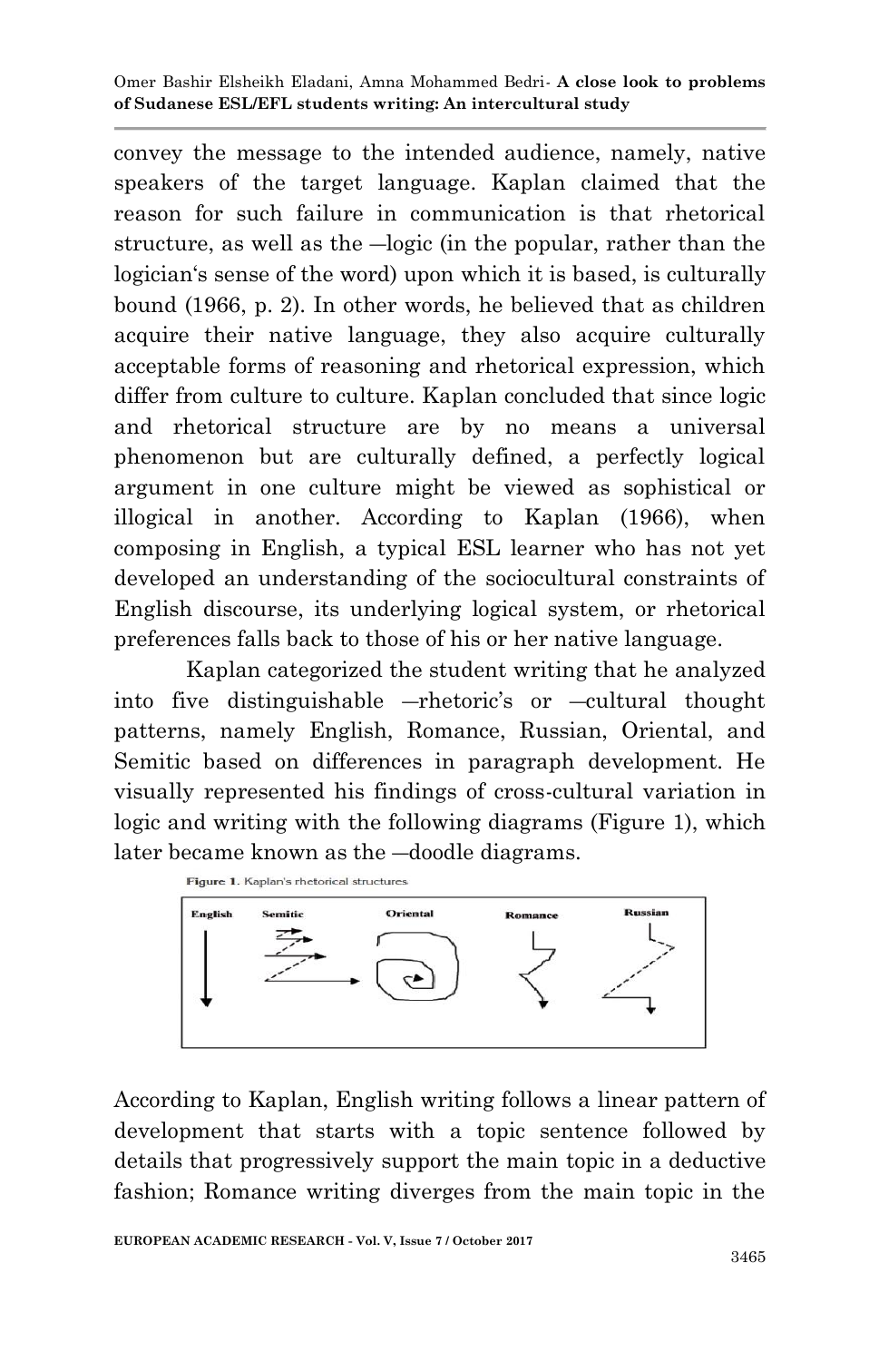convey the message to the intended audience, namely, native speakers of the target language. Kaplan claimed that the reason for such failure in communication is that rhetorical structure, as well as the ―logic (in the popular, rather than the logician's sense of the word) upon which it is based, is culturally bound (1966, p. 2). In other words, he believed that as children acquire their native language, they also acquire culturally acceptable forms of reasoning and rhetorical expression, which differ from culture to culture. Kaplan concluded that since logic and rhetorical structure are by no means a universal phenomenon but are culturally defined, a perfectly logical argument in one culture might be viewed as sophistical or illogical in another. According to Kaplan (1966), when composing in English, a typical ESL learner who has not yet developed an understanding of the sociocultural constraints of English discourse, its underlying logical system, or rhetorical preferences falls back to those of his or her native language.

Kaplan categorized the student writing that he analyzed into five distinguishable ―rhetoric's or ―cultural thought patterns, namely English, Romance, Russian, Oriental, and Semitic based on differences in paragraph development. He visually represented his findings of cross-cultural variation in logic and writing with the following diagrams (Figure 1), which later became known as the ―doodle diagrams.

**Figure 1.** Kaplan's rhetorical structures

English Semitic Oriental Romance Russian

According to Kaplan, English writing follows a linear pattern of development that starts with a topic sentence followed by details that progressively support the main topic in a deductive fashion; Romance writing diverges from the main topic in the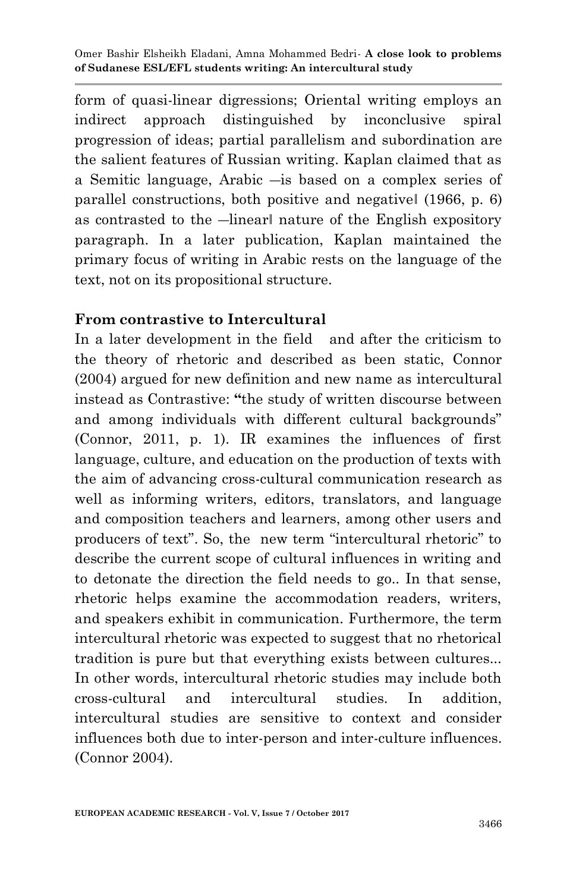form of quasi-linear digressions; Oriental writing employs an indirect approach distinguished by inconclusive spiral progression of ideas; partial parallelism and subordination are the salient features of Russian writing. Kaplan claimed that as a Semitic language, Arabic ―is based on a complex series of parallel constructions, both positive and negative‖ (1966, p. 6) as contrasted to the ―linear‖ nature of the English expository paragraph. In a later publication, Kaplan maintained the primary focus of writing in Arabic rests on the language of the text, not on its propositional structure.

**From contrastive to Intercultural**

In a later development in the field and after the criticism to the theory of rhetoric and described as been static, Connor (2004) argued for new definition and new name as intercultural instead as Contrastive: **"**the study of written discourse between and among individuals with different cultural backgrounds" (Connor, 2011, p. 1). IR examines the influences of first language, culture, and education on the production of texts with the aim of advancing cross-cultural communication research as well as informing writers, editors, translators, and language and composition teachers and learners, among other users and producers of text". So, the new term "intercultural rhetoric" to describe the current scope of cultural influences in writing and to detonate the direction the field needs to go.. In that sense, rhetoric helps examine the accommodation readers, writers, and speakers exhibit in communication. Furthermore, the term intercultural rhetoric was expected to suggest that no rhetorical tradition is pure but that everything exists between cultures... In other words, intercultural rhetoric studies may include both cross-cultural and intercultural studies. In addition, intercultural studies are sensitive to context and consider influences both due to inter-person and inter-culture influences. (Connor 2004).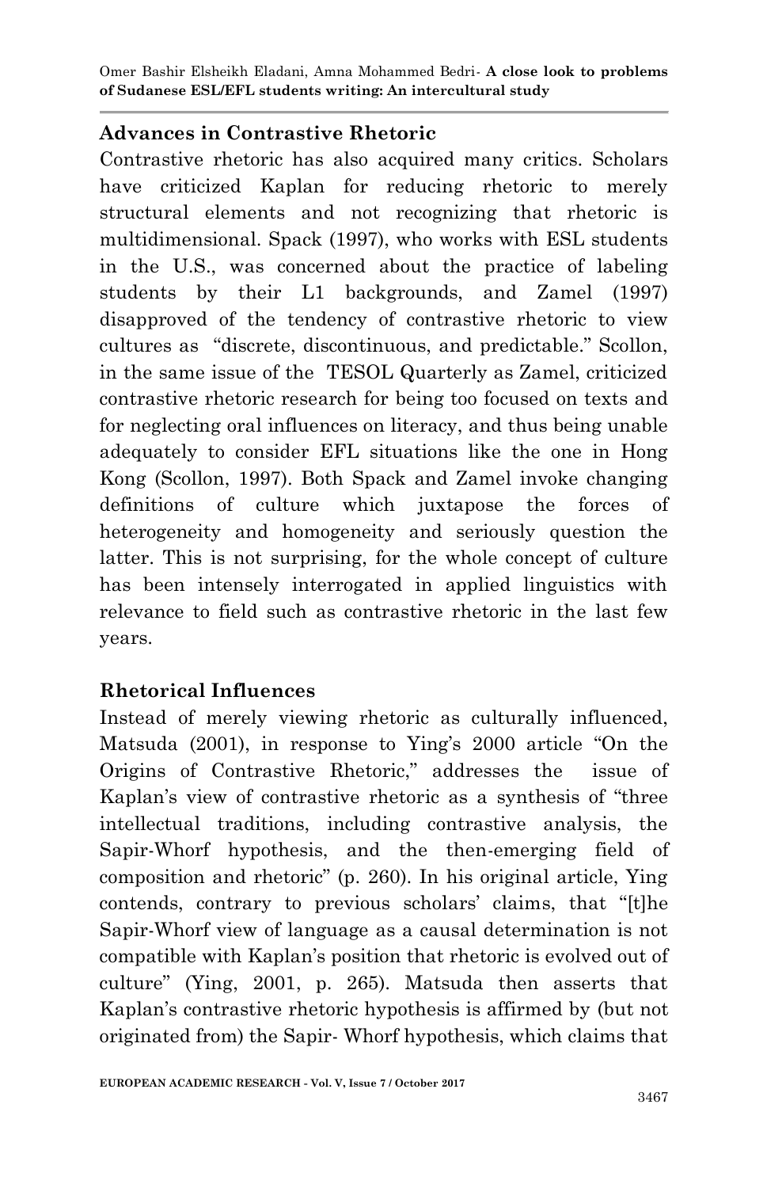## Advances in Contrastive Rhetoric

Contrastive rhetoric has also acquired many critics. Scholars have criticized Kaplan for reducing rhetoric to merely structural elements and not recognizing that rhetoric is multidimensional. Spack (1997), who works with ESL students in the U.S., was concerned about the practice of labeling students by their L1 backgrounds, and Zamel (1997) disapproved of the tendency of contrastive rhetoric to view cultures as "discrete, discontinuous, and predictable." Scollon, in the same issue of the TESOL Quarterly as Zamel, criticized contrastive rhetoric research for being too focused on texts and for neglecting oral influences on literacy, and thus being unable adequately to consider EFL situations like the one in Hong Kong (Scollon, 1997). Both Spack and Zamel invoke changing definitions of culture which juxtapose the forces of heterogeneity and homogeneity and seriously question the latter. This is not surprising, for the whole concept of culture has been intensely interrogated in applied linguistics with relevance to field such as contrastive rhetoric in the last few years.

## Rhetorical Influences

Instead of merely viewing rhetoric as culturally influenced, Matsuda (2001), in response to Ying's 2000 article "On the Origins of Contrastive Rhetoric," addresses the issue of Kaplan's view of contrastive rhetoric as a synthesis of "three intellectual traditions, including contrastive analysis, the Sapir-Whorf hypothesis, and the then-emerging field of composition and rhetoric" (p. 260). In his original article, Ying contends, contrary to previous scholars' claims, that "[t]he Sapir-Whorf view of language as a causal determination is not compatible with Kaplan's position that rhetoric is evolved out of culture" (Ying, 2001, p. 265). Matsuda then asserts that Kaplan's contrastive rhetoric hypothesis is affirmed by (but not originated from) the Sapir- Whorf hypothesis, which claims that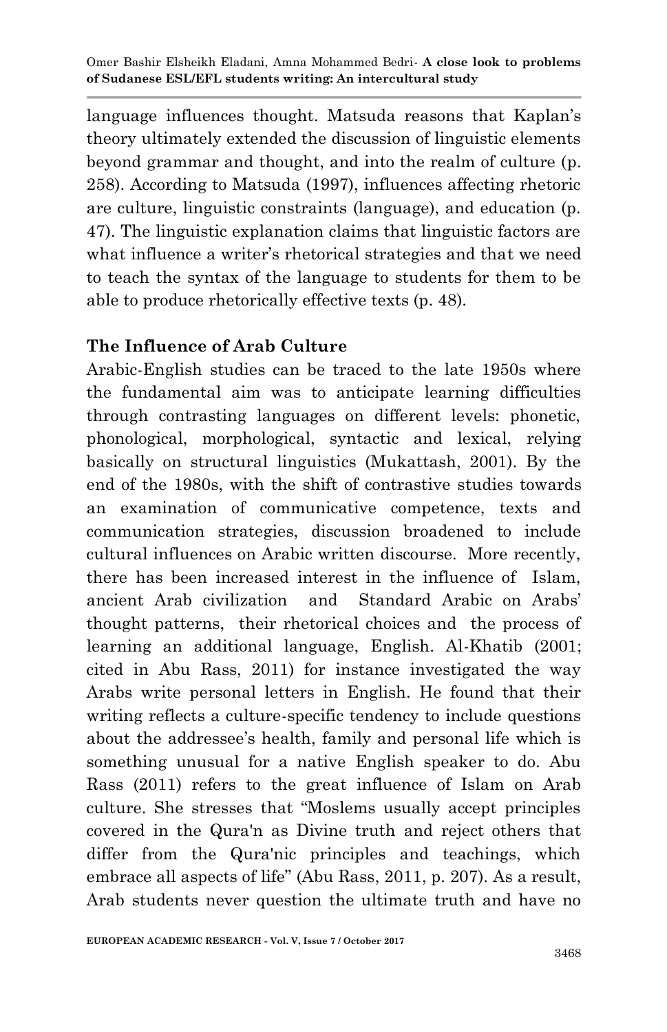language influences thought. Matsuda reasons that Kaplan's theory ultimately extended the discussion of linguistic elements beyond grammar and thought, and into the realm of culture (p. 258). According to Matsuda (1997), influences affecting rhetoric are culture, linguistic constraints (language), and education (p. 47). The linguistic explanation claims that linguistic factors are what influence a writer's rhetorical strategies and that we need to teach the syntax of the language to students for them to be able to produce rhetorically effective texts (p. 48).

## The Influence of Arab Culture

Arabic-English studies can be traced to the late 1950s where the fundamental aim was to anticipate learning difficulties through contrasting languages on different levels: phonetic, phonological, morphological, syntactic and lexical, relying basically on structural linguistics (Mukattash, 2001). By the end of the 1980s, with the shift of contrastive studies towards an examination of communicative competence, texts and communication strategies, discussion broadened to include cultural influences on Arabic written discourse. More recently, there has been increased interest in the influence of Islam, ancient Arab civilization and Standard Arabic on Arabs' thought patterns, their rhetorical choices and the process of learning an additional language, English. Al-Khatib (2001; cited in Abu Rass, 2011) for instance investigated the way Arabs write personal letters in English. He found that their writing reflects a culture-specific tendency to include questions about the addressee's health, family and personal life which is something unusual for a native English speaker to do. Abu Rass (2011) refers to the great influence of Islam on Arab culture. She stresses that "Moslems usually accept principles covered in the Qura'n as Divine truth and reject others that differ from the Qura'nic principles and teachings, which embrace all aspects of life" (Abu Rass, 2011, p. 207). As a result, Arab students never question the ultimate truth and have no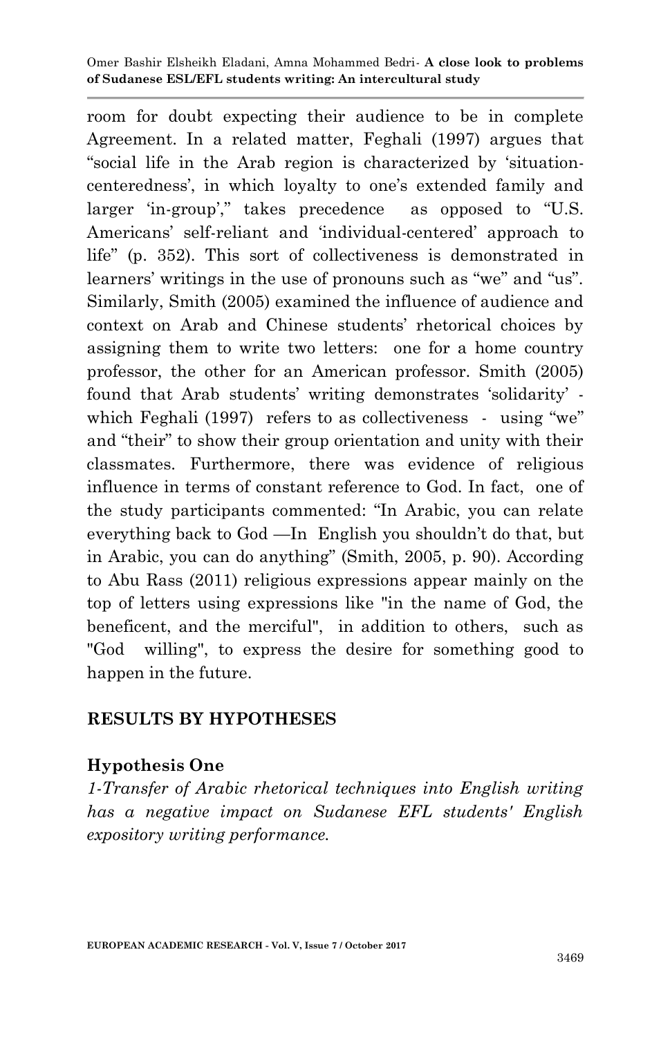room for doubt expecting their audience to be in complete Agreement. In a related matter, Feghali (1997) argues that "social life in the Arab region is characterized by 'situation-centeredness', in which loyalty to one's extended family and larger 'in-group'," takes precedence as opposed to "U.S. Americans' self-reliant and 'individual-centered' approach to life" (p. 352). This sort of collectiveness is demonstrated in learners' writings in the use of pronouns such as "we" and "us". Similarly, Smith (2005) examined the influence of audience and context on Arab and Chinese students' rhetorical choices by assigning them to write two letters: one for a home country professor, the other for an American professor. Smith (2005) found that Arab students' writing demonstrates 'solidarity' - which Feghali (1997) refers to as collectiveness - using "we" and "their" to show their group orientation and unity with their classmates. Furthermore, there was evidence of religious influence in terms of constant reference to God. In fact, one of the study participants commented: "In Arabic, you can relate everything back to God —In English you shouldn't do that, but in Arabic, you can do anything" (Smith, 2005, p. 90). According to Abu Rass (2011) religious expressions appear mainly on the top of letters using expressions like "in the name of God, the beneficent, and the merciful", in addition to others, such as "God willing", to express the desire for something good to happen in the future.

## RESULTS BY HYPOTHESES

### Hypothesis One

*1-Transfer of Arabic rhetorical techniques into English writing has a negative impact on Sudanese EFL students' English expository writing performance.*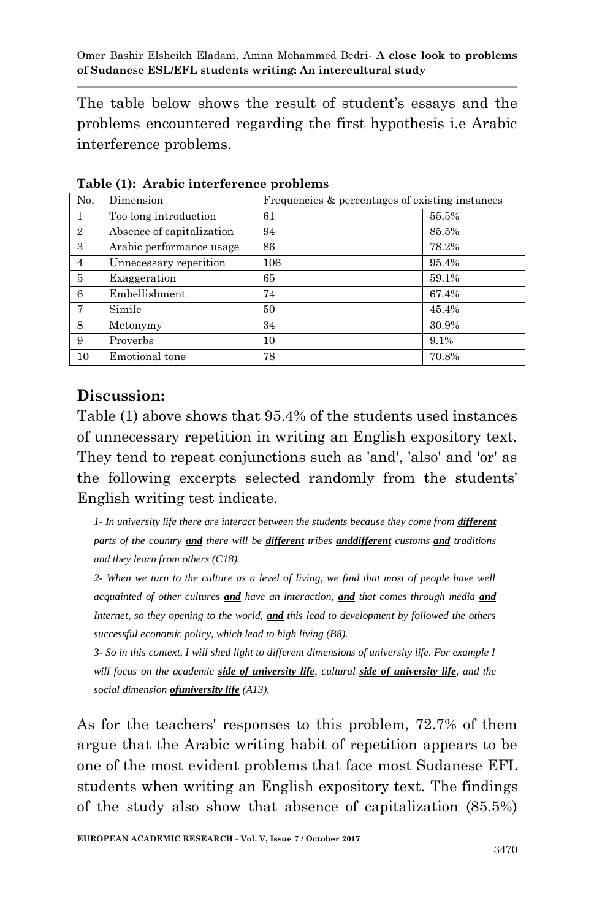The table below shows the result of student's essays and the problems encountered regarding the first hypothesis i.e Arabic interference problems.

**Table (1): Arabic interference problems**

| No. | Dimension | Frequencies & percentages of existing instances | |
|---|---|---|---|
| 1 | Too long introduction | 61 | 55.5% |
| 2 | Absence of capitalization | 94 | 85.5% |
| 3 | Arabic performance usage | 86 | 78.2% |
| 4 | Unnecessary repetition | 106 | 95.4% |
| 5 | Exaggeration | 65 | 59.1% |
| 6 | Embellishment | 74 | 67.4% |
| 7 | Simile | 50 | 45.4% |
| 8 | Metonymy | 34 | 30.9% |
| 9 | Proverbs | 10 | 9.1% |
| 10 | Emotional tone | 78 | 70.8% |

## Discussion:

Table (1) above shows that 95.4% of the students used instances of unnecessary repetition in writing an English expository text. They tend to repeat conjunctions such as 'and', 'also' and 'or' as the following excerpts selected randomly from the students' English writing test indicate.

*1- In university life there are interact between the students because they come from **different** parts of the country **and** there will be **different** tribes **anddifferent** customs **and** traditions and they learn from others (C18).*

*2- When we turn to the culture as a level of living, we find that most of people have well acquainted of other cultures **and** have an interaction, **and** that comes through media **and** Internet, so they opening to the world, **and** this lead to development by followed the others successful economic policy, which lead to high living (B8).*

*3- So in this context, I will shed light to different dimensions of university life. For example I will focus on the academic **side of university life**, cultural **side of university life**, and the social dimension **ofuniversity life** (A13).*

As for the teachers' responses to this problem, 72.7% of them argue that the Arabic writing habit of repetition appears to be one of the most evident problems that face most Sudanese EFL students when writing an English expository text. The findings of the study also show that absence of capitalization (85.5%)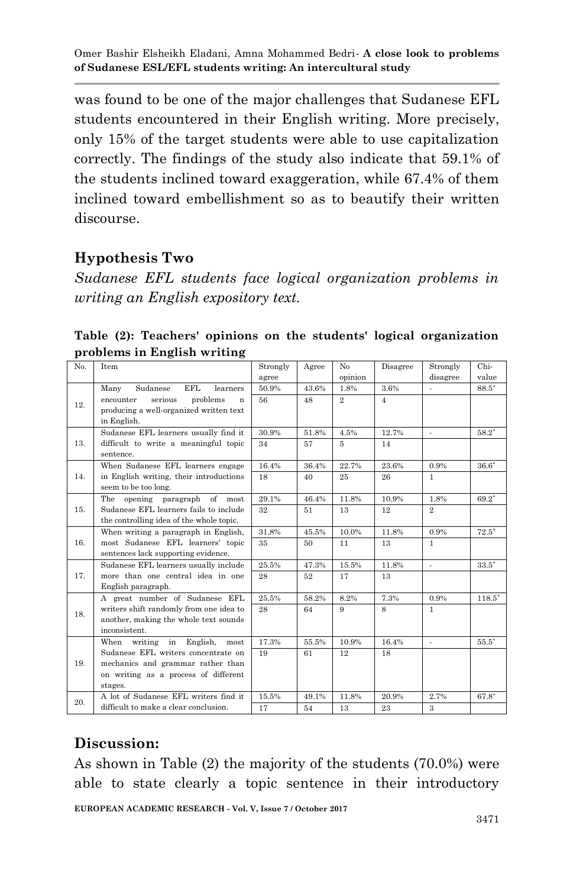was found to be one of the major challenges that Sudanese EFL students encountered in their English writing. More precisely, only 15% of the target students were able to use capitalization correctly. The findings of the study also indicate that 59.1% of the students inclined toward exaggeration, while 67.4% of them inclined toward embellishment so as to beautify their written discourse.

## Hypothesis Two

*Sudanese EFL students face logical organization problems in writing an English expository text.*

**Table (2): Teachers' opinions on the students' logical organization problems in English writing**

| No. | Item | Strongly agree | Agree | No opinion | Disagree | Strongly disagree | Chi-value |
|---|---|---|---|---|---|---|---|
| 12. | Many Sudanese EFL learners encounter serious problems n producing a well-organized written text in English. | 50.9% | 43.6% | 1.8% | 3.6% | - | 88.5* |
| | | 56 | 48 | 2 | 4 | | |
| 13. | Sudanese EFL learners usually find it difficult to write a meaningful topic sentence. | 30.9% | 51.8% | 4.5% | 12.7% | - | 58.2* |
| | | 34 | 57 | 5 | 14 | | |
| 14. | When Sudanese EFL learners engage in English writing, their introductions seem to be too long. | 16.4% | 36.4% | 22.7% | 23.6% | 0.9% | 36.6* |
| | | 18 | 40 | 25 | 26 | 1 | |
| 15. | The opening paragraph of most Sudanese EFL learners fails to include the controlling idea of the whole topic. | 29.1% | 46.4% | 11.8% | 10.9% | 1.8% | 69.2* |
| | | 32 | 51 | 13 | 12 | 2 | |
| 16. | When writing a paragraph in English, most Sudanese EFL learners' topic sentences lack supporting evidence. | 31.8% | 45.5% | 10.0% | 11.8% | 0.9% | 72.5* |
| | | 35 | 50 | 11 | 13 | 1 | |
| 17. | Sudanese EFL learners usually include more than one central idea in one English paragraph. | 25.5% | 47.3% | 15.5% | 11.8% | - | 33.5* |
| | | 28 | 52 | 17 | 13 | | |
| 18. | A great number of Sudanese EFL writers shift randomly from one idea to another, making the whole text sounds inconsistent. | 25.5% | 58.2% | 8.2% | 7.3% | 0.9% | 118.5* |
| | | 28 | 64 | 9 | 8 | 1 | |
| 19. | When writing in English, most Sudanese EFL writers concentrate on mechanics and grammar rather than on writing as a process of different stages. | 17.3% | 55.5% | 10.9% | 16.4% | - | 55.5* |
| | | 19 | 61 | 12 | 18 | | |
| 20. | A lot of Sudanese EFL writers find it difficult to make a clear conclusion. | 15.5% | 49.1% | 11.8% | 20.9% | 2.7% | 67.8* |
| | | 17 | 54 | 13 | 23 | 3 | |

## Discussion:

As shown in Table (2) the majority of the students (70.0%) were able to state clearly a topic sentence in their introductory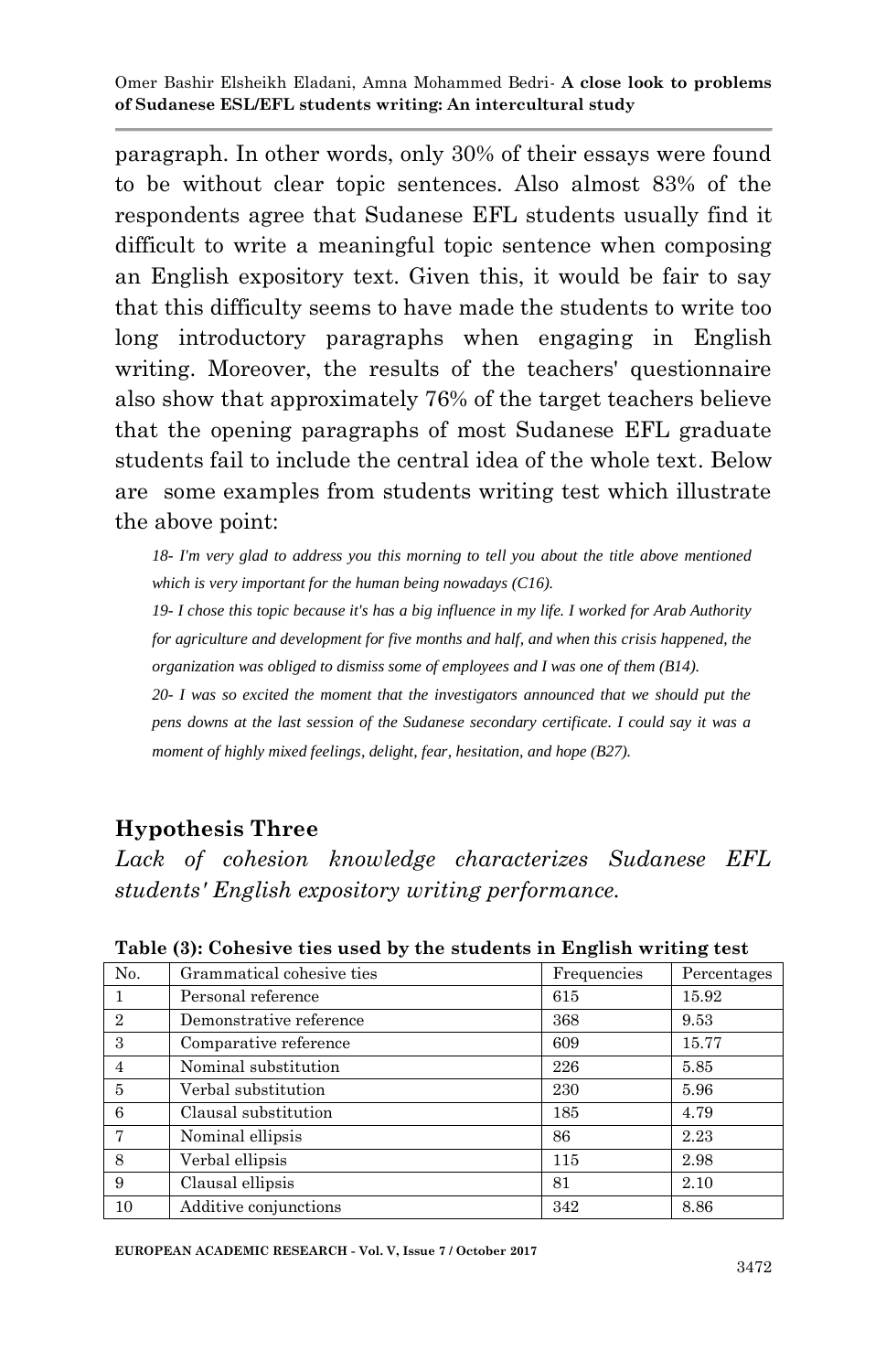paragraph. In other words, only 30% of their essays were found to be without clear topic sentences. Also almost 83% of the respondents agree that Sudanese EFL students usually find it difficult to write a meaningful topic sentence when composing an English expository text. Given this, it would be fair to say that this difficulty seems to have made the students to write too long introductory paragraphs when engaging in English writing. Moreover, the results of the teachers' questionnaire also show that approximately 76% of the target teachers believe that the opening paragraphs of most Sudanese EFL graduate students fail to include the central idea of the whole text. Below are some examples from students writing test which illustrate the above point:

*18- I'm very glad to address you this morning to tell you about the title above mentioned which is very important for the human being nowadays (C16).*

*19- I chose this topic because it's has a big influence in my life. I worked for Arab Authority for agriculture and development for five months and half, and when this crisis happened, the organization was obliged to dismiss some of employees and I was one of them (B14).*

*20- I was so excited the moment that the investigators announced that we should put the pens downs at the last session of the Sudanese secondary certificate. I could say it was a moment of highly mixed feelings, delight, fear, hesitation, and hope (B27).*

## Hypothesis Three

*Lack of cohesion knowledge characterizes Sudanese EFL students' English expository writing performance.*

**Table (3): Cohesive ties used by the students in English writing test**

| No. | Grammatical cohesive ties | Frequencies | Percentages |
|---|---|---|---|
| 1 | Personal reference | 615 | 15.92 |
| 2 | Demonstrative reference | 368 | 9.53 |
| 3 | Comparative reference | 609 | 15.77 |
| 4 | Nominal substitution | 226 | 5.85 |
| 5 | Verbal substitution | 230 | 5.96 |
| 6 | Clausal substitution | 185 | 4.79 |
| 7 | Nominal ellipsis | 86 | 2.23 |
| 8 | Verbal ellipsis | 115 | 2.98 |
| 9 | Clausal ellipsis | 81 | 2.10 |
| 10 | Additive conjunctions | 342 | 8.86 |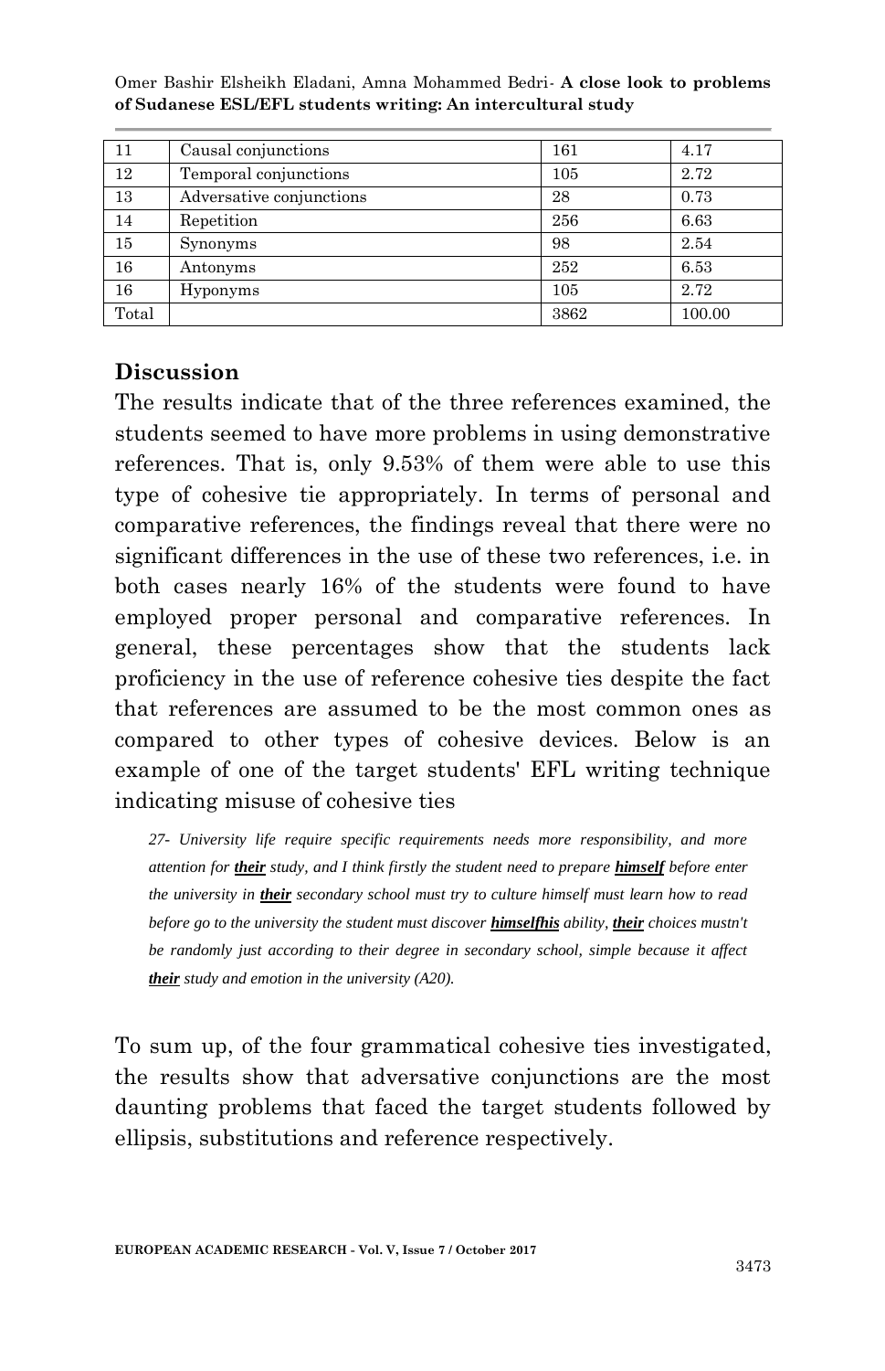| 11 | Causal conjunctions | 161 | 4.17 |
|---|---|---|---|
| 12 | Temporal conjunctions | 105 | 2.72 |
| 13 | Adversative conjunctions | 28 | 0.73 |
| 14 | Repetition | 256 | 6.63 |
| 15 | Synonyms | 98 | 2.54 |
| 16 | Antonyms | 252 | 6.53 |
| 16 | Hyponyms | 105 | 2.72 |
| Total | | 3862 | 100.00 |

## Discussion

The results indicate that of the three references examined, the students seemed to have more problems in using demonstrative references. That is, only 9.53% of them were able to use this type of cohesive tie appropriately. In terms of personal and comparative references, the findings reveal that there were no significant differences in the use of these two references, i.e. in both cases nearly 16% of the students were found to have employed proper personal and comparative references. In general, these percentages show that the students lack proficiency in the use of reference cohesive ties despite the fact that references are assumed to be the most common ones as compared to other types of cohesive devices. Below is an example of one of the target students' EFL writing technique indicating misuse of cohesive ties

> *27- University life require specific requirements needs more responsibility, and more attention for **their** study, and I think firstly the student need to prepare **himself** before enter the university in **their** secondary school must try to culture himself must learn how to read before go to the university the student must discover **himselfhis** ability, **their** choices mustn't be randomly just according to their degree in secondary school, simple because it affect **their** study and emotion in the university (A20).*

To sum up, of the four grammatical cohesive ties investigated, the results show that adversative conjunctions are the most daunting problems that faced the target students followed by ellipsis, substitutions and reference respectively.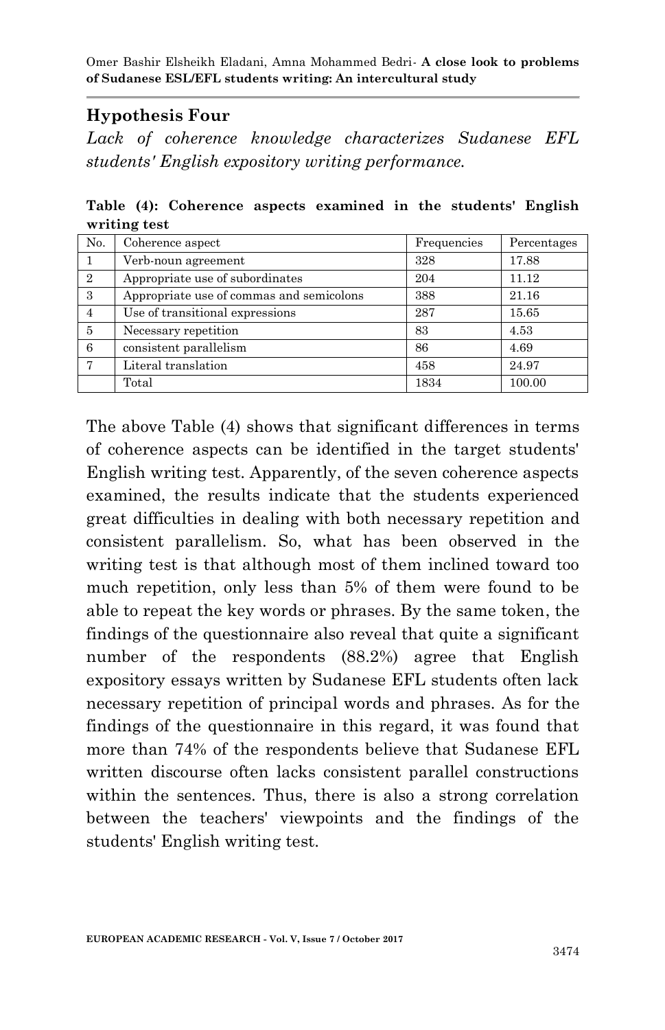## Hypothesis Four

*Lack of coherence knowledge characterizes Sudanese EFL students' English expository writing performance.*

**Table (4): Coherence aspects examined in the students' English writing test**

| No. | Coherence aspect | Frequencies | Percentages |
|---|---|---|---|
| 1 | Verb-noun agreement | 328 | 17.88 |
| 2 | Appropriate use of subordinates | 204 | 11.12 |
| 3 | Appropriate use of commas and semicolons | 388 | 21.16 |
| 4 | Use of transitional expressions | 287 | 15.65 |
| 5 | Necessary repetition | 83 | 4.53 |
| 6 | consistent parallelism | 86 | 4.69 |
| 7 | Literal translation | 458 | 24.97 |
|  | Total | 1834 | 100.00 |

The above Table (4) shows that significant differences in terms of coherence aspects can be identified in the target students' English writing test. Apparently, of the seven coherence aspects examined, the results indicate that the students experienced great difficulties in dealing with both necessary repetition and consistent parallelism. So, what has been observed in the writing test is that although most of them inclined toward too much repetition, only less than 5% of them were found to be able to repeat the key words or phrases. By the same token, the findings of the questionnaire also reveal that quite a significant number of the respondents (88.2%) agree that English expository essays written by Sudanese EFL students often lack necessary repetition of principal words and phrases. As for the findings of the questionnaire in this regard, it was found that more than 74% of the respondents believe that Sudanese EFL written discourse often lacks consistent parallel constructions within the sentences. Thus, there is also a strong correlation between the teachers' viewpoints and the findings of the students' English writing test.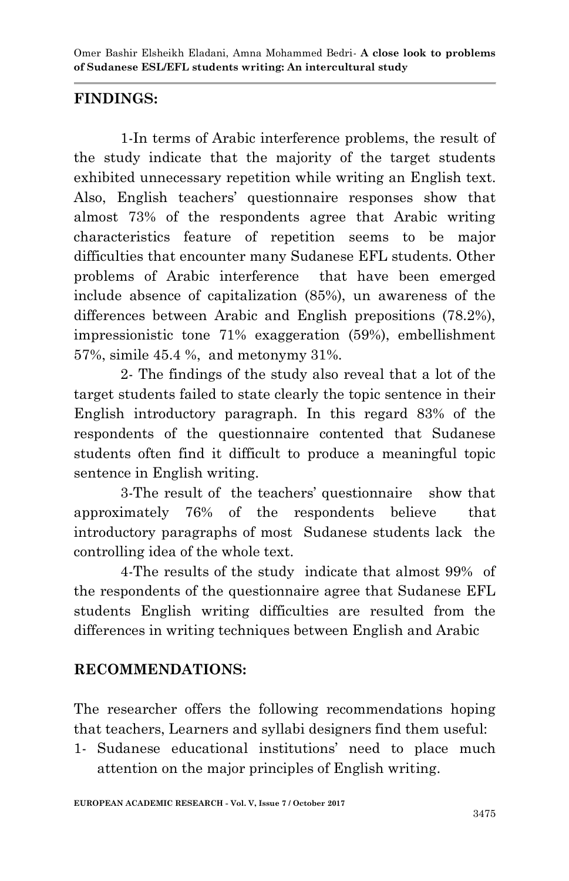## FINDINGS:

1-In terms of Arabic interference problems, the result of the study indicate that the majority of the target students exhibited unnecessary repetition while writing an English text. Also, English teachers' questionnaire responses show that almost 73% of the respondents agree that Arabic writing characteristics feature of repetition seems to be major difficulties that encounter many Sudanese EFL students. Other problems of Arabic interference that have been emerged include absence of capitalization (85%), un awareness of the differences between Arabic and English prepositions (78.2%), impressionistic tone 71% exaggeration (59%), embellishment 57%, simile 45.4 %, and metonymy 31%.

2- The findings of the study also reveal that a lot of the target students failed to state clearly the topic sentence in their English introductory paragraph. In this regard 83% of the respondents of the questionnaire contented that Sudanese students often find it difficult to produce a meaningful topic sentence in English writing.

3-The result of the teachers' questionnaire show that approximately 76% of the respondents believe that introductory paragraphs of most Sudanese students lack the controlling idea of the whole text.

4-The results of the study indicate that almost 99% of the respondents of the questionnaire agree that Sudanese EFL students English writing difficulties are resulted from the differences in writing techniques between English and Arabic

## RECOMMENDATIONS:

The researcher offers the following recommendations hoping that teachers, Learners and syllabi designers find them useful:

1- Sudanese educational institutions' need to place much attention on the major principles of English writing.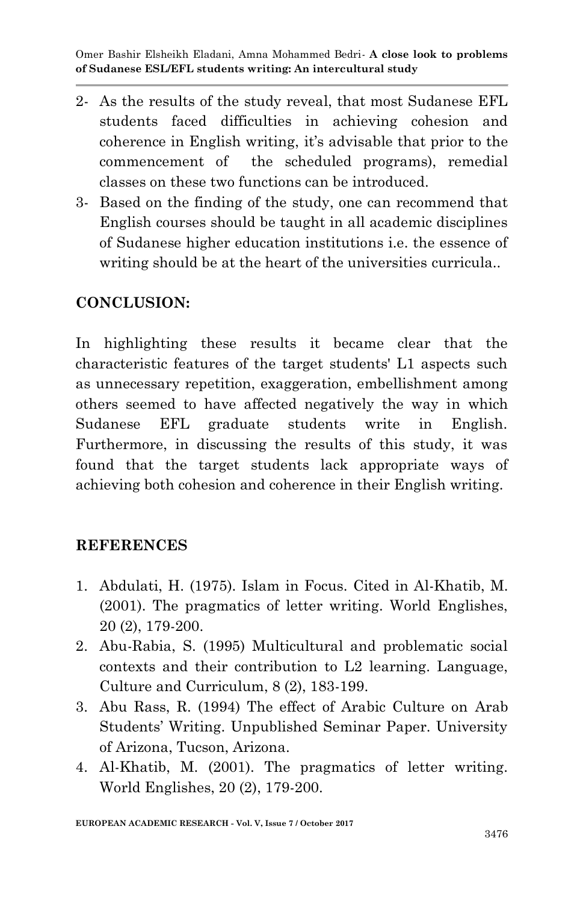2- As the results of the study reveal, that most Sudanese EFL students faced difficulties in achieving cohesion and coherence in English writing, it's advisable that prior to the commencement of the scheduled programs), remedial classes on these two functions can be introduced.

3- Based on the finding of the study, one can recommend that English courses should be taught in all academic disciplines of Sudanese higher education institutions i.e. the essence of writing should be at the heart of the universities curricula..

## CONCLUSION:

In highlighting these results it became clear that the characteristic features of the target students' L1 aspects such as unnecessary repetition, exaggeration, embellishment among others seemed to have affected negatively the way in which Sudanese EFL graduate students write in English. Furthermore, in discussing the results of this study, it was found that the target students lack appropriate ways of achieving both cohesion and coherence in their English writing.

## REFERENCES

1. Abdulati, H. (1975). Islam in Focus. Cited in Al-Khatib, M. (2001). The pragmatics of letter writing. World Englishes, 20 (2), 179-200.
2. Abu-Rabia, S. (1995) Multicultural and problematic social contexts and their contribution to L2 learning. Language, Culture and Curriculum, 8 (2), 183-199.
3. Abu Rass, R. (1994) The effect of Arabic Culture on Arab Students' Writing. Unpublished Seminar Paper. University of Arizona, Tucson, Arizona.
4. Al-Khatib, M. (2001). The pragmatics of letter writing. World Englishes, 20 (2), 179-200.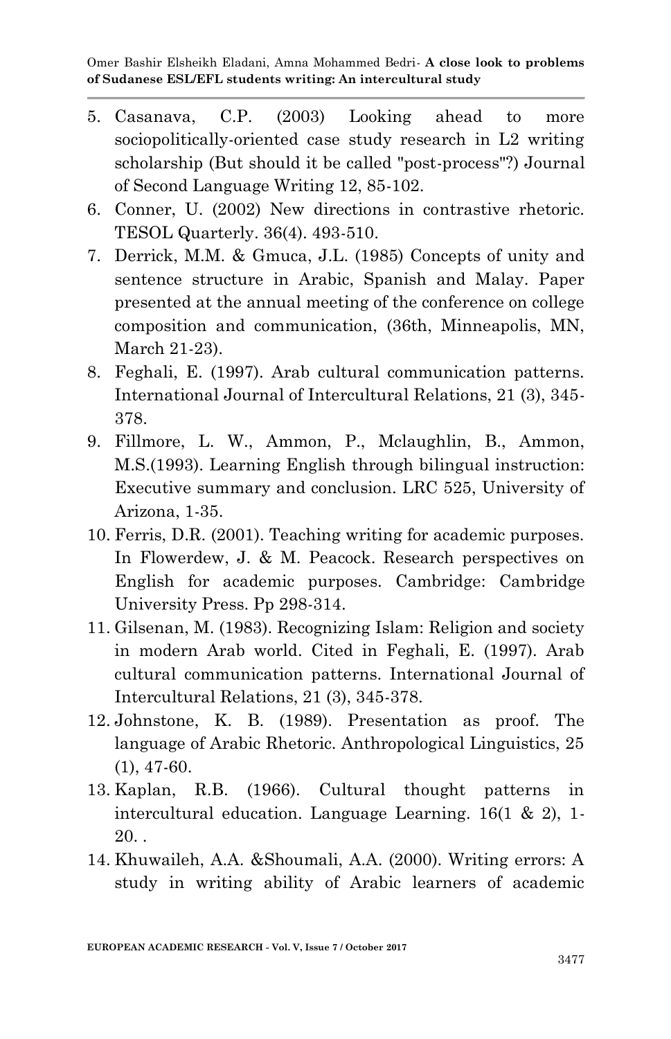5. Casanava, C.P. (2003) Looking ahead to more sociopolitically-oriented case study research in L2 writing scholarship (But should it be called "post-process"?) Journal of Second Language Writing 12, 85-102.
6. Conner, U. (2002) New directions in contrastive rhetoric. TESOL Quarterly. 36(4). 493-510.
7. Derrick, M.M. & Gmuca, J.L. (1985) Concepts of unity and sentence structure in Arabic, Spanish and Malay. Paper presented at the annual meeting of the conference on college composition and communication, (36th, Minneapolis, MN, March 21-23).
8. Feghali, E. (1997). Arab cultural communication patterns. International Journal of Intercultural Relations, 21 (3), 345-378.
9. Fillmore, L. W., Ammon, P., Mclaughlin, B., Ammon, M.S.(1993). Learning English through bilingual instruction: Executive summary and conclusion. LRC 525, University of Arizona, 1-35.
10. Ferris, D.R. (2001). Teaching writing for academic purposes. In Flowerdew, J. & M. Peacock. Research perspectives on English for academic purposes. Cambridge: Cambridge University Press. Pp 298-314.
11. Gilsenan, M. (1983). Recognizing Islam: Religion and society in modern Arab world. Cited in Feghali, E. (1997). Arab cultural communication patterns. International Journal of Intercultural Relations, 21 (3), 345-378.
12. Johnstone, K. B. (1989). Presentation as proof. The language of Arabic Rhetoric. Anthropological Linguistics, 25 (1), 47-60.
13. Kaplan, R.B. (1966). Cultural thought patterns in intercultural education. Language Learning. 16(1 & 2), 1-20. .
14. Khuwaileh, A.A. &Shoumali, A.A. (2000). Writing errors: A study in writing ability of Arabic learners of academic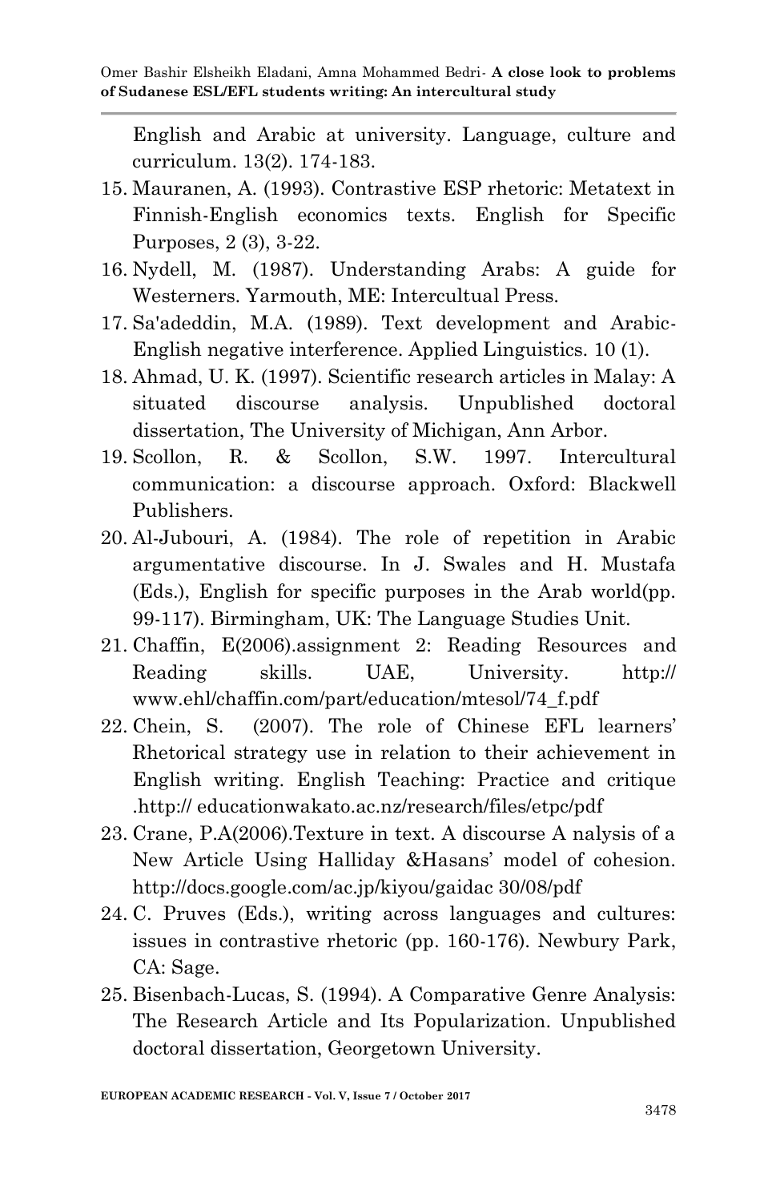English and Arabic at university. Language, culture and curriculum. 13(2). 174-183.

15. Mauranen, A. (1993). Contrastive ESP rhetoric: Metatext in Finnish-English economics texts. English for Specific Purposes, 2 (3), 3-22.
16. Nydell, M. (1987). Understanding Arabs: A guide for Westerners. Yarmouth, ME: Intercultual Press.
17. Sa'adeddin, M.A. (1989). Text development and Arabic-English negative interference. Applied Linguistics. 10 (1).
18. Ahmad, U. K. (1997). Scientific research articles in Malay: A situated discourse analysis. Unpublished doctoral dissertation, The University of Michigan, Ann Arbor.
19. Scollon, R. & Scollon, S.W. 1997. Intercultural communication: a discourse approach. Oxford: Blackwell Publishers.
20. Al-Jubouri, A. (1984). The role of repetition in Arabic argumentative discourse. In J. Swales and H. Mustafa (Eds.), English for specific purposes in the Arab world(pp. 99-117). Birmingham, UK: The Language Studies Unit.
21. Chaffin, E(2006).assignment 2: Reading Resources and Reading skills. UAE, University. http:// www.ehl/chaffin.com/part/education/mtesol/74_f.pdf
22. Chein, S. (2007). The role of Chinese EFL learners' Rhetorical strategy use in relation to their achievement in English writing. English Teaching: Practice and critique .http:// educationwakato.ac.nz/research/files/etpc/pdf
23. Crane, P.A(2006).Texture in text. A discourse A nalysis of a New Article Using Halliday &Hasans' model of cohesion. http://docs.google.com/ac.jp/kiyou/gaidac 30/08/pdf
24. C. Pruves (Eds.), writing across languages and cultures: issues in contrastive rhetoric (pp. 160-176). Newbury Park, CA: Sage.
25. Bisenbach-Lucas, S. (1994). A Comparative Genre Analysis: The Research Article and Its Popularization. Unpublished doctoral dissertation, Georgetown University.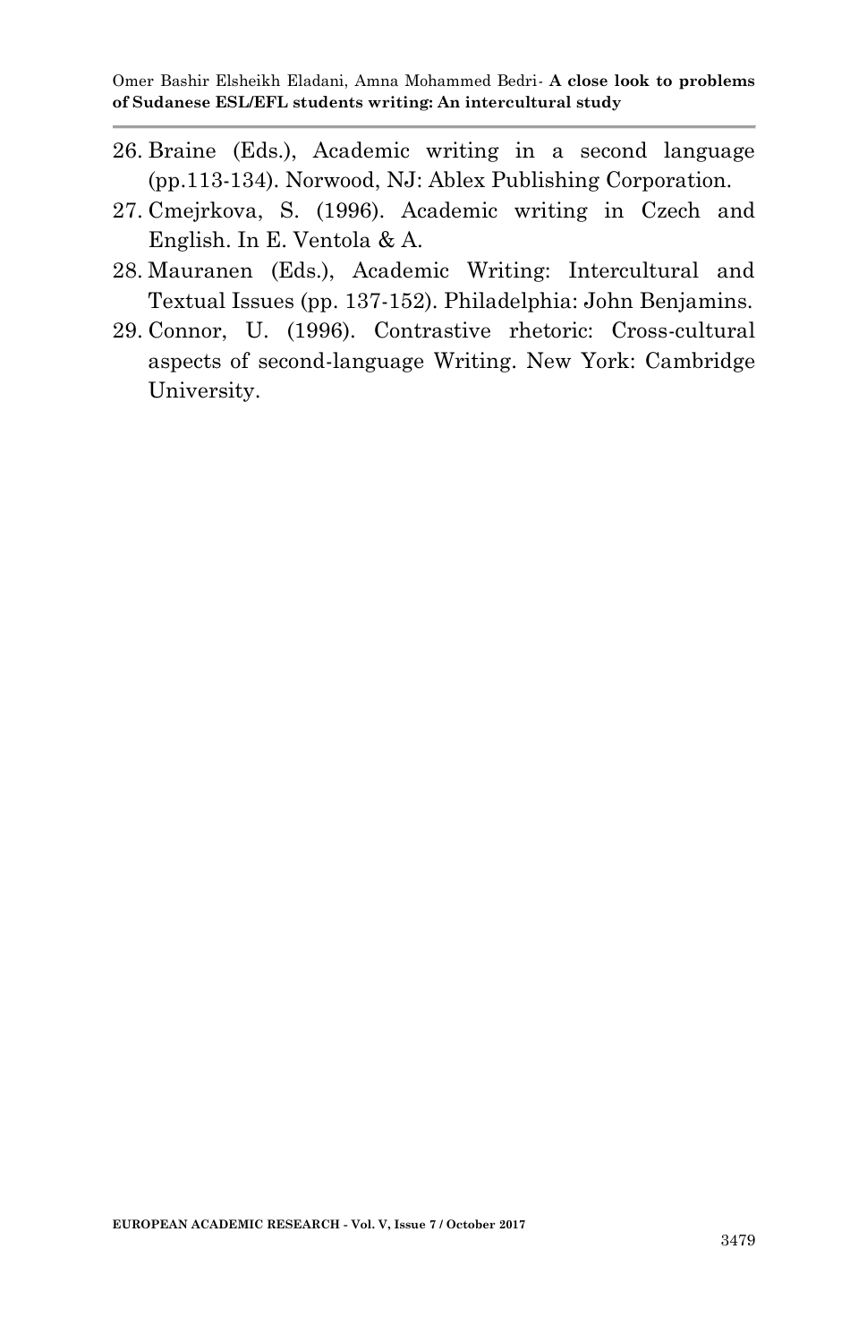26. Braine (Eds.), Academic writing in a second language (pp.113-134). Norwood, NJ: Ablex Publishing Corporation.
27. Cmejrkova, S. (1996). Academic writing in Czech and English. In E. Ventola & A.
28. Mauranen (Eds.), Academic Writing: Intercultural and Textual Issues (pp. 137-152). Philadelphia: John Benjamins.
29. Connor, U. (1996). Contrastive rhetoric: Cross-cultural aspects of second-language Writing. New York: Cambridge University.